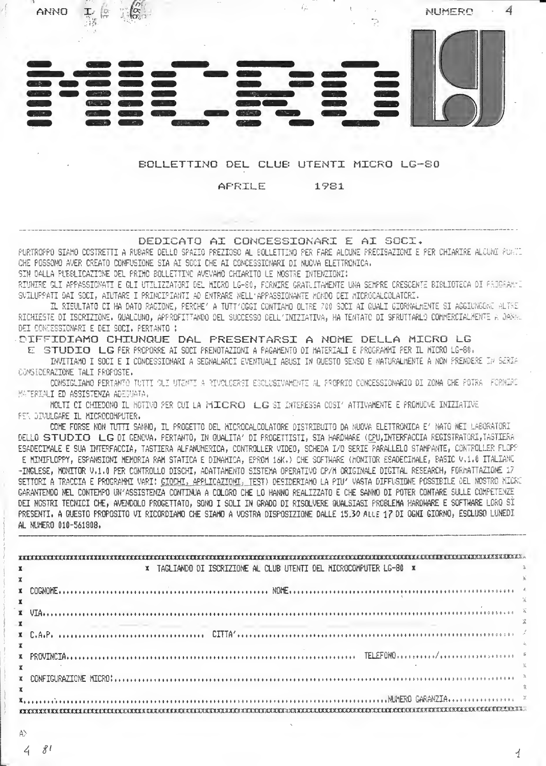ANNO I NUMERO 4

# MICRO LG

BOLLETTINO DEL CLUB UTENTI MICRO LG-80

APRILE 1981

---

## DEDICATO AI CONCESSIONARI E AI SOCI.

PURTROPPO SIAMO COSTRETTI A RUBARE DELLO SPAZIO PREZIOSO AL BOLLETTINO PER FARE ALCUNE PRECISAZIONI E PER CHIARIRE ALCUNI PUNTI CHE POSSONO AVER CREATO CONFUSIONE SIA AI SOCI CHE AI CONCESSIONARI DI NUOVA ELETTRONICA.
SIN DALLA PUBBLICAZIONE DEL PRIMO BOLLETTINO AVEVAMO CHIARITO LE NOSTRE INTENZIONI:
RIUNIRE GLI APPASSIONATI E GLI UTILIZZATORI DEL MICRO LG-80, FORNIRE GRATUITAMENTE UNA SEMPRE CRESCENTE BIBLIOTECA DI PROGRAMMI SVILUPPATI DAI SOCI, AIUTARE I PRINCIPIANTI AD ENTRARE NELL'APPASSIONANTE MONDO DEI MICROCALCOLATORI.

IL RISULTATO CI HA DATO RAGIONE, PERCHE' A TUTT'OGGI CONTIAMO OLTRE 700 SOCI AI QUALI GIORNALMENTE SI AGGIUNGONO ALTRE RICHIESTE DI ISCRIZIONE. QUALCUNO, APPROFITTANDO DEL SUCCESSO DELL'INIZIATIVA, HA TENTATO DI SFRUTTARLO COMMERCIALMENTE A DANNO DEI CONCESSIONARI E DEI SOCI. PERTANTO :

**DIFFIDIAMO CHIUNQUE DAL PRESENTARSI A NOME DELLA MICRO LG E STUDIO LG** PER PROPORRE AI SOCI PRENOTAZIONI A PAGAMENTO DI MATERIALI E PROGRAMMI PER IL MICRO LG-80.

INVITIAMO I SOCI E I CONCESSIONARI A SEGNALARCI EVENTUALI ABUSI IN QUESTO SENSO E NATURALMENTE A NON PRENDERE IN SERIA CONSIDERAZIONE TALI PROPOSTE.

CONSIGLIAMO PERTANTO TUTTI GLI UTENTI A RIVOLGERSI ESCLUSIVAMENTE AL PROPRIO CONCESSIONARIO DI ZONA CHE POTRA' FORNIRE MATERIALI ED ASSISTENZA ADEGUATA.

MOLTI CI CHIEDONO IL MOTIVO PER CUI LA **MICRO LG** SI INTERESSA COSI' ATTIVAMENTE E PROMUOVE INIZIATIVE PER DIVULGARE IL MICROCOMPUTER.

COME FORSE NON TUTTI SANNO, IL PROGETTO DEL MICROCALCOLATORE DISTRIBUITO DA NUOVA ELETTRONICA E' NATO NEI LABORATORI DELLO **STUDIO LG** DI GENOVA. PERTANTO, IN QUALITA' DI PROGETTISTI, SIA HARDWARE (CPU, INTERFACCIA REGISTRATORI, TASTIERA ESADECIMALE E SUA INTERFACCIA, TASTIERA ALFANUMERICA, CONTROLLER VIDEO, SCHEDA I/O SERIE PARALLELO STAMPANTE, CONTROLLER FLOPPY E MINIFLOPPY, ESPANSIONI MEMORIA RAM STATICA E DINAMICA, EPROM 16K.) CHE SOFTWARE (MONITOR ESADECIMALE, BASIC V.1.0 ITALIANO-INGLESE, MONITOR V.1.0 PER CONTROLLO DISCHI, ADATTAMENTO SISTEMA OPERATIVO CP/M ORIGINALE DIGITAL RESEARCH, FORMATTAZIONE 17 SETTORI A TRACCIA E PROGRAMMI VARI: GIOCHI, APPLICAZIONI, TEST) DESIDERIAMO LA PIU' VASTA DIFFUSIONE POSSIBILE DEL NOSTRO MICRO GARANTENDO NEL CONTEMPO UN'ASSISTENZA CONTINUA A COLORO CHE LO HANNO REALIZZATO E CHE SANNO DI POTER CONTARE SULLE COMPETENZE DEI NOSTRI TECNICI CHE, AVENDOLO PROGETTATO, SONO I SOLI IN GRADO DI RISOLVERE QUALSIASI PROBLEMA HARDWARE E SOFTWARE LORO SI PRESENTI. A QUESTO PROPOSITO VI RICORDIAMO CHE SIAMO A VOSTRA DISPOSIZIONE DALLE 15.30 ALLE 17 DI OGNI GIORNO, ESCLUSO LUNEDI AL NUMERO 010-561808.

---

**TAGLIANDO DI ISCRIZIONE AL CLUB UTENTI DEL MICROCOMPUTER LG-80**

COGNOME.................................................. NOME..................................................

VIA..................................................................................................................

C.A.P. .................................. CITTA'..........................................................................

PROVINCIA........................................................................ TELEFONO........../...................

CONFIGURAZIONE MICRO:...............................................................................................

.................................................................................................... NUMERO GARANZIA..................

4 81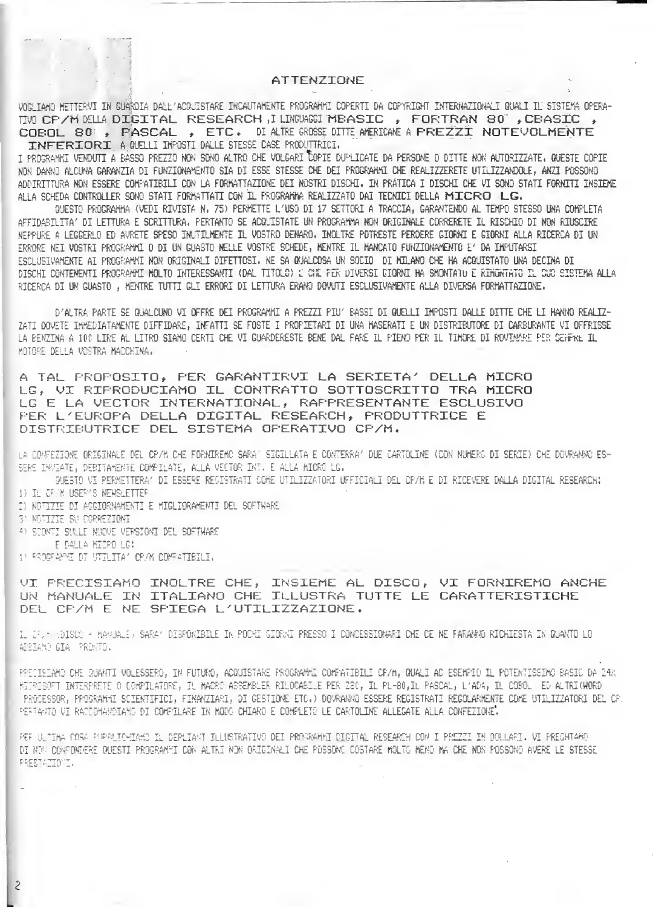## ATTENZIONE

VOGLIAMO METTERVI IN GUARDIA DALL'ACQUISTARE INCAUTAMENTE PROGRAMMI COPERTI DA COPYRIGHT INTERNAZIONALI QUALI IL SISTEMA OPERATIVO CP/M DELLA DIGITAL RESEARCH, I LINGUAGGI MBASIC, FORTRAN 80, CBASIC, COBOL 80, PASCAL, ETC. DI ALTRE GROSSE DITTE AMERICANE A PREZZI NOTEVOLMENTE INFERIORI A QUELLI IMPOSTI DALLE STESSE CASE PRODUTTRICI.

I PROGRAMMI VENDUTI A BASSO PREZZO NON SONO ALTRO CHE VOLGARI COPIE DUPLICATE DA PERSONE O DITTE NON AUTORIZZATE. QUESTE COPIE NON DANNO ALCUNA GARANZIA DI FUNZIONAMENTO SIA DI ESSE STESSE CHE DEI PROGRAMMI CHE REALIZZERETE UTILIZZANDOLE, ANZI POSSONO ADDIRITTURA NON ESSERE COMPATIBILI CON LA FORMATTAZIONE DEI NOSTRI DISCHI. IN PRATICA I DISCHI CHE VI SONO STATI FORNITI INSIEME ALLA SCHEDA CONTROLLER SONO STATI FORMATTATI CON IL PROGRAMMA REALIZZATO DAI TECNICI DELLA MICRO LG.

QUESTO PROGRAMMA (VEDI RIVISTA N. 75) PERMETTE L'USO DI 17 SETTORI A TRACCIA, GARANTENDO AL TEMPO STESSO UNA COMPLETA AFFIDABILITA' DI LETTURA E SCRITTURA. PERTANTO SE ACQUISTATE UN PROGRAMMA NON ORIGINALE CORRERETE IL RISCHIO DI NON RIUSCIRE NEPPURE A LEGGERLO ED AVRETE SPESO INUTILMENTE IL VOSTRO DENARO. INOLTRE POTRESTE PERDERE GIORNI E GIORNI ALLA RICERCA DI UN ERRORE NEI VOSTRI PROGRAMMI O DI UN GUASTO NELLE VOSTRE SCHEDE, MENTRE IL MANCATO FUNZIONAMENTO E' DA IMPUTARSI ESCLUSIVAMENTE AI PROGRAMMI NON ORIGINALI DIFETTOSI. NE SA QUALCOSA UN SOCIO DI MILANO CHE HA ACQUISTATO UNA DECINA DI DISCHI CONTENENTI PROGRAMMI MOLTO INTERESSANTI (DAL TITOLO) E CHE PER DIVERSI GIORNI HA SMONTATO E RIMONTATO IL SUO SISTEMA ALLA RICERCA DI UN GUASTO, MENTRE TUTTI GLI ERRORI DI LETTURA ERANO DOVUTI ESCLUSIVAMENTE ALLA DIVERSA FORMATTAZIONE.

D'ALTRA PARTE SE QUALCUNO VI OFFRE DEI PROGRAMMI A PREZZI PIU' BASSI DI QUELLI IMPOSTI DALLE DITTE CHE LI HANNO REALIZZATI DOVETE IMMEDIATAMENTE DIFFIDARE, INFATTI SE FOSTE I PROPRIETARI DI UNA MASERATI E UN DISTRIBUTORE DI CARBURANTE VI OFFRISSE LA BENZINA A 100 LIRE AL LITRO SIAMO CERTI CHE VI GUARDERESTE BENE DAL FARE IL PIENO PER IL TIMORE DI ROVINARE PER SEMPRE IL MOTORE DELLA VOSTRA MACCHINA.

A TAL PROPOSITO, PER GARANTIRVI LA SERIETA' DELLA MICRO LG, VI RIPRODUCIAMO IL CONTRATTO SOTTOSCRITTO TRA MICRO LG E LA VECTOR INTERNATIONAL, RAPPRESENTANTE ESCLUSIVO PER L'EUROPA DELLA DIGITAL RESEARCH, PRODUTTRICE E DISTRIBUTRICE DEL SISTEMA OPERATIVO CP/M.

LA CONFEZIONE ORIGINALE DEL CP/M CHE FORNIREMO SARA' SIGILLATA E CONTERRA' DUE CARTOLINE (CON NUMERO DI SERIE) CHE DOVRANNO ESSERE INVIATE, DEBITAMENTE COMPILATE, ALLA VECTOR INT. E ALLA MICRO LG.

QUESTO VI PERMETTERA' DI ESSERE REGISTRATI COME UTILIZZATORI UFFICIALI DEL CP/M E DI RICEVERE DALLA DIGITAL RESEARCH:

1) IL CP/M USER'S NEWSLETTER
2) NOTIZIE DI AGGIORNAMENTI E MIGLIORAMENTI DEL SOFTWARE
3) NOTIZIE SU CORREZIONI
4) SCONTI SULLE NUOVE VERSIONI DEL SOFTWARE

E DALLA MICRO LG:

1) PROGRAMMI DI UTILITA' CP/M COMPATIBILI.

VI PRECISIAMO INOLTRE CHE, INSIEME AL DISCO, VI FORNIREMO ANCHE UN MANUALE IN ITALIANO CHE ILLUSTRA TUTTE LE CARATTERISTICHE DEL CP/M E NE SPIEGA L'UTILIZZAZIONE.

IL CP/M (DISCO + MANUALE) SARA' DISPONIBILE IN POCHI GIORNI PRESSO I CONCESSIONARI CHE CE NE FARANNO RICHIESTA IN QUANTO LO ABBIAMO GIA' PRONTO.

PRECISIAMO CHE QUANTI VOLESSERO, IN FUTURO, ACQUISTARE PROGRAMMI COMPATIBILI CP/M, QUALI AD ESEMPIO IL POTENTISSIMO BASIC DA 24K MICROSOFT INTERPRETE O COMPILATORE, IL MACRO ASSEMBLER RILOCABILE PER Z80, IL PL-80, IL PASCAL, L'ADA, IL COBOL ED ALTRI (WORD PROCESSOR, PROGRAMMI SCIENTIFICI, FINANZIARI, DI GESTIONE ETC.) DOVRANNO ESSERE REGISTRATI REGOLARMENTE COME UTILIZZATORI DEL CP. PERTANTO VI RACCOMANDIAMO DI COMPILARE IN MODO CHIARO E COMPLETO LE CARTOLINE ALLEGATE ALLA CONFEZIONE.

PER ULTIMA COSA PUBBLICHIAMO IL DEPLIANT ILLUSTRATIVO DEI PROGRAMMI DIGITAL RESEARCH CON I PREZZI IN DOLLARI. VI PREGHIAMO DI NON CONFONDERE QUESTI PROGRAMMI CON ALTRI NON ORIGINALI CHE POSSONO COSTARE MOLTO MENO MA CHE NON POSSONO AVERE LE STESSE PRESTAZIONI.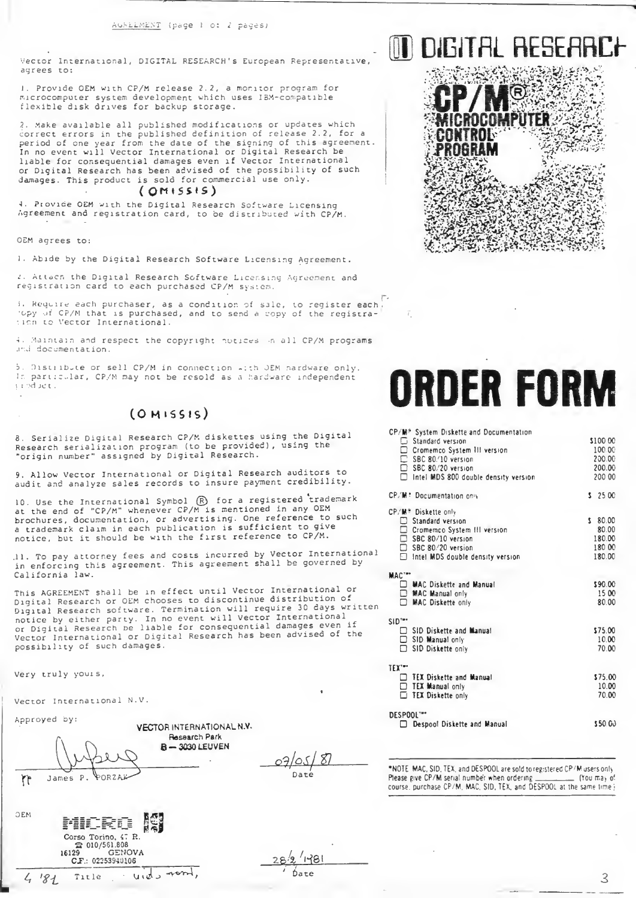AGREEMENT (page 1 of 2 pages)

Vector International, DIGITAL RESEARCH's European Representative, agrees to:

1. Provide OEM with CP/M release 2.2, a monitor program for microcomputer system development which uses IBM-compatible flexible disk drives for backup storage.

2. Make available all published modifications or updates which correct errors in the published definition of release 2.2, for a period of one year from the date of the signing of this agreement. In no event will Vector International or Digital Research be liable for consequential damages even if Vector International or Digital Research has been advised of the possibility of such damages. This product is sold for commercial use only.

(OMISSIS)

4. Provide OEM with the Digital Research Software Licensing Agreement and registration card, to be distributed with CP/M.

OEM agrees to:

1. Abide by the Digital Research Software Licensing Agreement.

2. Attach the Digital Research Software Licensing Agreement and registration card to each purchased CP/M system.

3. Require each purchaser, as a condition of sale, to register each copy of CP/M that is purchased, and to send a copy of the registration to Vector International.

4. Maintain and respect the copyright notices in all CP/M programs and documentation.

5. Distribute or sell CP/M in connection with OEM hardware only. In particular, CP/M may not be resold as a hardware independent product.

(OMISSIS)

8. Serialize Digital Research CP/M diskettes using the Digital Research serialization program (to be provided), using the "origin number" assigned by Digital Research.

9. Allow Vector International or Digital Research auditors to audit and analyze sales records to insure payment credibility.

10. Use the International Symbol ® for a registered trademark at the end of "CP/M" whenever CP/M is mentioned in any OEM brochures, documentation, or advertising. One reference to such a trademark claim in each publication is sufficient to give notice, but it should be with the first reference to CP/M.

11. To pay attorney fees and costs incurred by Vector International in enforcing this agreement. This agreement shall be governed by California law.

This AGREEMENT shall be in effect until Vector International or Digital Research or OEM chooses to discontinue distribution of Digital Research software. Termination will require 30 days written notice by either party. In no event will Vector International or Digital Research be liable for consequential damages even if Vector International or Digital Research has been advised of the possibility of such damages.

Very truly yours,

Vector International N.V.

Approved by:

VECTOR INTERNATIONAL N.V.
Research Park
B — 3030 LEUVEN

James P. PORZAK — Date: 07/05/81

OEM

MICRO
Corso Torino, 47 R.
☎ 010/561.808
16129 GENOVA
C.F.: 02253940106

4 '81 Title — Date: 28/2/1981

# DIGITAL RESEARCH

CP/M® MICROCOMPUTER CONTROL PROGRAM

# ORDER FORM

| Item | Price |
|---|---|
| **CP/M\* System Diskette and Documentation** | |
| ☐ Standard version | $100.00 |
| ☐ Cromemco System III version | 100.00 |
| ☐ SBC 80/10 version | 200.00 |
| ☐ SBC 80/20 version | 200.00 |
| ☐ Intel MDS 800 double density version | 200.00 |
| **CP/M\* Documentation only** | $ 25.00 |
| **CP/M\* Diskette only** | |
| ☐ Standard version | $ 80.00 |
| ☐ Cromemco System III version | 80.00 |
| ☐ SBC 80/10 version | 180.00 |
| ☐ SBC 80/20 version | 180.00 |
| ☐ Intel MDS double density version | 180.00 |
| **MAC™\*** | |
| ☐ MAC Diskette and Manual | $90.00 |
| ☐ MAC Manual only | 15.00 |
| ☐ MAC Diskette only | 80.00 |
| **SID™\*** | |
| ☐ SID Diskette and Manual | $75.00 |
| ☐ SID Manual only | 10.00 |
| ☐ SID Diskette only | 70.00 |
| **TEX™\*** | |
| ☐ TEX Diskette and Manual | $75.00 |
| ☐ TEX Manual only | 10.00 |
| ☐ TEX Diskette only | 70.00 |
| **DESPOOL™\*** | |
| ☐ Despool Diskette and Manual | $50.00 |

\*NOTE: MAC, SID, TEX, and DESPOOL are sold to registered CP/M users only. Please give CP/M serial number when ordering \_\_\_\_\_\_\_\_ (You may of course, purchase CP/M, MAC, SID, TEX, and DESPOOL at the same time.)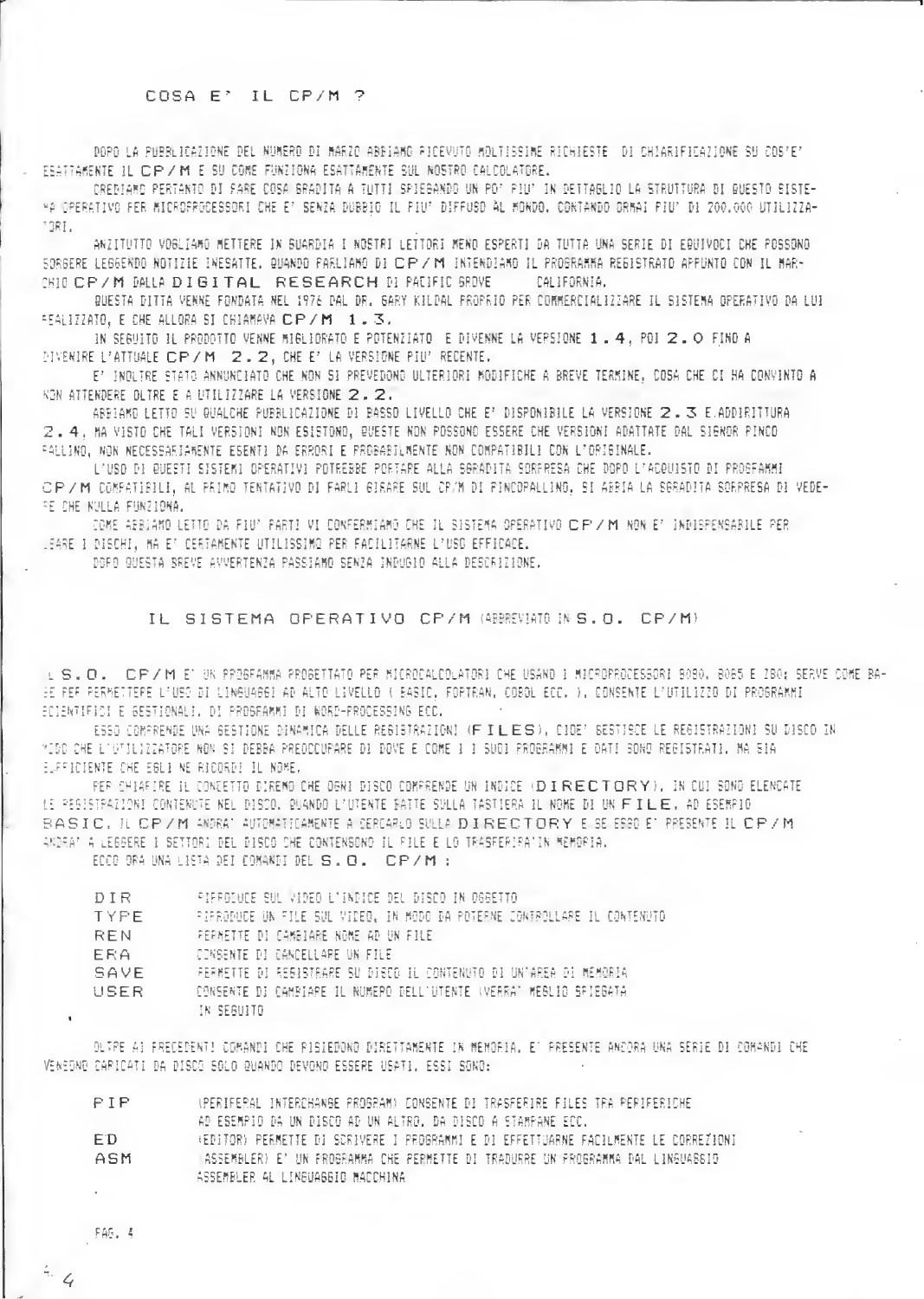## COSA E' IL CP/M ?

DOPO LA PUBBLICAZIONE DEL NUMERO DI MARZO ABBIAMO RICEVUTO MOLTISSIME RICHIESTE DI CHIARIFICAZIONE SU COS'E' ESATTAMENTE IL CP/M E SU COME FUNZIONA ESATTAMENTE SUL NOSTRO CALCOLATORE.

CREDIAMO PERTANTO DI FARE COSA GRADITA A TUTTI SPIEGANDO UN PO' PIU' IN DETTAGLIO LA STRUTTURA DI QUESTO SISTEMA OPERATIVO PER MICROPROCESSORI CHE E' SENZA DUBBIO IL PIU' DIFFUSO AL MONDO, CONTANDO ORMAI PIU' DI 200.000 UTILIZZATORI.

ANZITUTTO VOGLIAMO METTERE IN GUARDIA I NOSTRI LETTORI MENO ESPERTI DA TUTTA UNA SERIE DI EQUIVOCI CHE POSSONO SORGERE LEGGENDO NOTIZIE INESATTE. QUANDO PARLIAMO DI CP/M INTENDIAMO IL PROGRAMMA REGISTRATO APPUNTO CON IL MARCHIO CP/M DALLA DIGITAL RESEARCH DI PACIFIC GROVE CALIFORNIA.

QUESTA DITTA VENNE FONDATA NEL 1976 DAL DR. GARY KILDAL PROPRIO PER COMMERCIALIZZARE IL SISTEMA OPERATIVO DA LUI REALIZZATO, E CHE ALLORA SI CHIAMAVA CP/M 1.3.

IN SEGUITO IL PRODOTTO VENNE MIGLIORATO E POTENZIATO E DIVENNE LA VERSIONE 1.4, POI 2.0 FINO A DIVENIRE L'ATTUALE CP/M 2.2, CHE E' LA VERSIONE PIU' RECENTE.

E' INOLTRE STATO ANNUNCIATO CHE NON SI PREVEDONO ULTERIORI MODIFICHE A BREVE TERMINE, COSA CHE CI HA CONVINTO A NON ATTENDERE OLTRE E A UTILIZZARE LA VERSIONE 2.2.

ABBIAMO LETTO SU QUALCHE PUBBLICAZIONE DI BASSO LIVELLO CHE E' DISPONIBILE LA VERSIONE 2.3 E ADDIRITTURA 2.4, MA VISTO CHE TALI VERSIONI NON ESISTONO, QUESTE NON POSSONO ESSERE CHE VERSIONI ADATTATE DAL SIGNOR PINCO PALLINO, NON NECESSARIAMENTE ESENTI DA ERRORI E PROBABILMENTE NON COMPATIBILI CON L'ORIGINALE.

L'USO DI QUESTI SISTEMI OPERATIVI POTREBBE PORTARE ALLA SGRADITA SORPRESA CHE DOPO L'ACQUISTO DI PROGRAMMI CP/M COMPATIBILI, AL PRIMO TENTATIVO DI FARLI GIRARE SUL CP/M DI PINCOPALLINO, SI ABBIA LA SGRADITA SORPRESA DI VEDERE CHE NULLA FUNZIONA.

COME ABBIAMO LETTO DA PIU' PARTI VI CONFERMIAMO CHE IL SISTEMA OPERATIVO CP/M NON E' INDISPENSABILE PER USARE I DISCHI, MA E' CERTAMENTE UTILISSIMO PER FACILITARNE L'USO EFFICACE.

DOPO QUESTA BREVE AVVERTENZA PASSIAMO SENZA INDUGIO ALLA DESCRIZIONE.

## IL SISTEMA OPERATIVO CP/M (ABBREVIATO IN S.O. CP/M)

IL S.O. CP/M E' UN PROGRAMMA PROGETTATO PER MICROCALCOLATORI CHE USANO I MICROPROCESSORI 8080, 8085 E Z80; SERVE COME BASE PER PERMETTERE L'USO DI LINGUAGGI AD ALTO LIVELLO ( BASIC, FORTRAN, COBOL ECC. ), CONSENTE L'UTILIZZO DI PROGRAMMI SCIENTIFICI E GESTIONALI, DI PROGRAMMI DI WORD-PROCESSING ECC.

ESSO COMPRENDE UNA GESTIONE DINAMICA DELLE REGISTRAZIONI (FILES), CIOE' GESTISCE LE REGISTRAZIONI SU DISCO IN MODO CHE L'UTILIZZATORE NON SI DEBBA PREOCCUPARE DI DOVE E COME I I SUOI PROGRAMMI E DATI SONO REGISTRATI, MA SIA SUFFICIENTE CHE EGLI NE RICORDI IL NOME.

PER CHIARIRE IL CONCETTO DIREMO CHE OGNI DISCO COMPRENDE UN INDICE (DIRECTORY), IN CUI SONO ELENCATE LE REGISTRAZIONI CONTENUTE NEL DISCO. QUANDO L'UTENTE BATTE SULLA TASTIERA IL NOME DI UN FILE, AD ESEMPIO BASIC, IL CP/M ANDRA' AUTOMATICAMENTE A CERCARLO SULLA DIRECTORY E SE ESSO E' PRESENTE IL CP/M ANDRA' A LEGGERE I SETTORI DEL DISCO CHE CONTENGONO IL FILE E LO TRASFERIRA' IN MEMORIA.

ECCO ORA UNA LISTA DEI COMANDI DEL S.O. CP/M :

| | |
|---|---|
| DIR | RIPRODUCE SUL VIDEO L'INDICE DEL DISCO IN OGGETTO |
| TYPE | RIPRODUCE UN FILE SUL VIDEO, IN MODO DA POTERNE CONTROLLARE IL CONTENUTO |
| REN | PERMETTE DI CAMBIARE NOME AD UN FILE |
| ERA | CONSENTE DI CANCELLARE UN FILE |
| SAVE | PERMETTE DI REGISTRARE SU DISCO IL CONTENUTO DI UN'AREA DI MEMORIA |
| USER | CONSENTE DI CAMBIARE IL NUMERO DELL'UTENTE (VERRA' MEGLIO SPIEGATA IN SEGUITO |

OLTRE AI PRECEDENTI COMANDI CHE RISIEDONO DIRETTAMENTE IN MEMORIA, E' PRESENTE ANCORA UNA SERIE DI COMANDI CHE VENGONO CARICATI DA DISCO SOLO QUANDO DEVONO ESSERE USATI. ESSI SONO:

| | |
|---|---|
| PIP | (PERIFERAL INTERCHANGE PROGRAM) CONSENTE DI TRASFERIRE FILES TRA PERIFERICHE AD ESEMPIO DA UN DISCO AD UN ALTRO, DA DISCO A STAMPANE ECC. |
| ED | (EDITOR) PERMETTE DI SCRIVERE I PROGRAMMI E DI EFFETTUARNE FACILMENTE LE CORREZIONI |
| ASM | (ASSEMBLER) E' UN PROGRAMMA CHE PERMETTE DI TRADURRE UN PROGRAMMA DAL LINGUAGGIO ASSEMBLER AL LINGUAGGIO MACCHINA |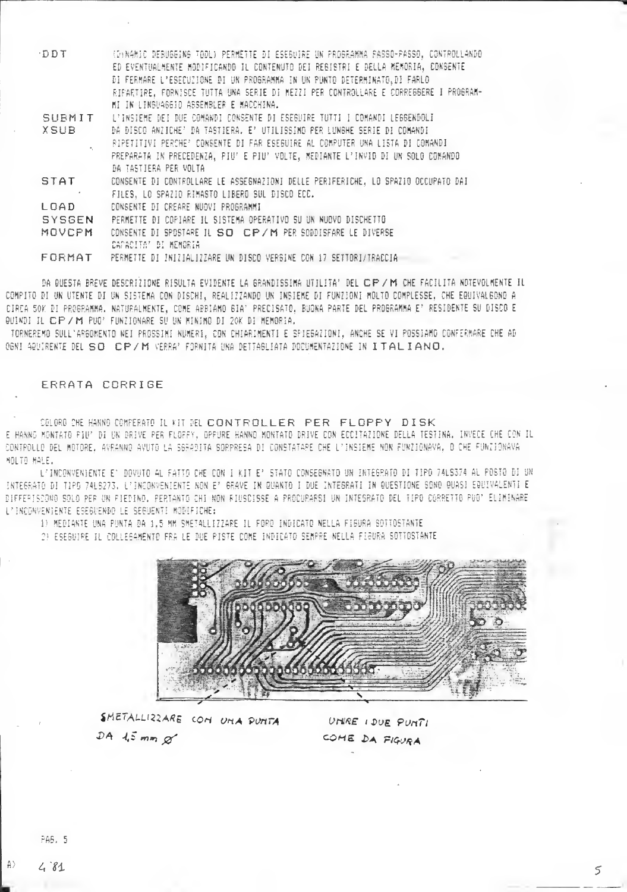| | |
|---|---|
| DDT | (DYNAMIC DEBUGGING TOOL) PERMETTE DI ESEGUIRE UN PROGRAMMA PASSO-PASSO, CONTROLLANDO ED EVENTUALMENTE MODIFICANDO IL CONTENUTO DEI REGISTRI E DELLA MEMORIA, CONSENTE DI FERMARE L'ESECUZIONE DI UN PROGRAMMA IN UN PUNTO DETERMINATO, DI FARLO RIPARTIRE, FORNISCE TUTTA UNA SERIE DI MEZZI PER CONTROLLARE E CORREGGERE I PROGRAMMI IN LINGUAGGIO ASSEMBLER E MACCHINA. |
| SUBMIT XSUB | L'INSIEME DEI DUE COMANDI CONSENTE DI ESEGUIRE TUTTI I COMANDI LEGGENDOLI DA DISCO ANZICHE' DA TASTIERA. E' UTILISSIMO PER LUNGHE SERIE DI COMANDI RIPETITIVI PERCHE' CONSENTE DI FAR ESEGUIRE AL COMPUTER UNA LISTA DI COMANDI PREPARATA IN PRECEDENZA, PIU' E PIU' VOLTE, MEDIANTE L'INVIO DI UN SOLO COMANDO DA TASTIERA PER VOLTA |
| STAT | CONSENTE DI CONTROLLARE LE ASSEGNAZIONI DELLE PERIFERICHE, LO SPAZIO OCCUPATO DAI FILES, LO SPAZIO RIMASTO LIBERO SUL DISCO ECC. |
| LOAD | CONSENTE DI CREARE NUOVI PROGRAMMI |
| SYSGEN | PERMETTE DI COPIARE IL SISTEMA OPERATIVO SU UN NUOVO DISCHETTO |
| MOVCPM | CONSENTE DI SPOSTARE IL SO CP/M PER SODDISFARE LE DIVERSE CAPACITA' DI MEMORIA |
| FORMAT | PERMETTE DI INIZIALIZZARE UN DISCO VERGINE CON 17 SETTORI/TRACCIA |

DA QUESTA BREVE DESCRIZIONE RISULTA EVIDENTE LA GRANDISSIMA UTILITA' DEL CP/M CHE FACILITA NOTEVOLMENTE IL COMPITO DI UN UTENTE DI UN SISTEMA CON DISCHI, REALIZZANDO UN INSIEME DI FUNZIONI MOLTO COMPLESSE, CHE EQUIVALGONO A CIRCA 50K DI PROGRAMMA. NATURALMENTE, COME ABBIAMO GIA' PRECISATO, BUONA PARTE DEL PROGRAMMA E' RESIDENTE SU DISCO E QUINDI IL CP/M PUO' FUNZIONARE SU UN MINIMO DI 20K DI MEMORIA.

TORNEREMO SULL'ARGOMENTO NEI PROSSIMI NUMERI, CON CHIARIMENTI E SPIEGAZIONI, ANCHE SE VI POSSIAMO CONFERMARE CHE AD OGNI ACQUIRENTE DEL SO CP/M VERRA' FORNITA UNA DETTAGLIATA DOCUMENTAZIONE IN **ITALIANO**.

## ERRATA CORRIGE

COLORO CHE HANNO COMPERATO IL KIT DEL **CONTROLLER PER FLOPPY DISK** E HANNO MONTATO PIU' DI UN DRIVE PER FLOPPY, OPPURE HANNO MONTATO DRIVE CON ECCITAZIONE DELLA TESTINA, INVECE CHE CON IL CONTROLLO DEL MOTORE, AVRANNO AVUTO LA SGRADITA SORPRESA DI CONSTATARE CHE L'INSIEME NON FUNZIONAVA, O CHE FUNZIONAVA MOLTO MALE.

L'INCONVENIENTE E' DOVUTO AL FATTO CHE CON I KIT E' STATO CONSEGNATO UN INTEGRATO DI TIPO 74LS374 AL POSTO DI UN INTEGRATO DI TIPO 74LS273. L'INCONVENIENTE NON E' GRAVE IN QUANTO I DUE INTEGRATI IN QUESTIONE SONO QUASI EQUIVALENTI E DIFFERISCONO SOLO PER UN PIEDINO. PERTANTO CHI NON RIUSCISSE A PROCURARSI UN INTEGRATO DEL TIPO CORRETTO PUO' ELIMINARE L'INCONVENIENTE ESEGUENDO LE SEGUENTI MODIFICHE:

1) MEDIANTE UNA PUNTA DA 1,5 MM SMETALLIZZARE IL FORO INDICATO NELLA FIGURA SOTTOSTANTE
2) ESEGUIRE IL COLLEGAMENTO FRA LE DUE PISTE COME INDICATO SEMPRE NELLA FIGURA SOTTOSTANTE

SMETALLIZZARE CON UNA PUNTA DA 1,5 mm Ø

UNIRE I DUE PUNTI COME DA FIGURA

A) 4 '81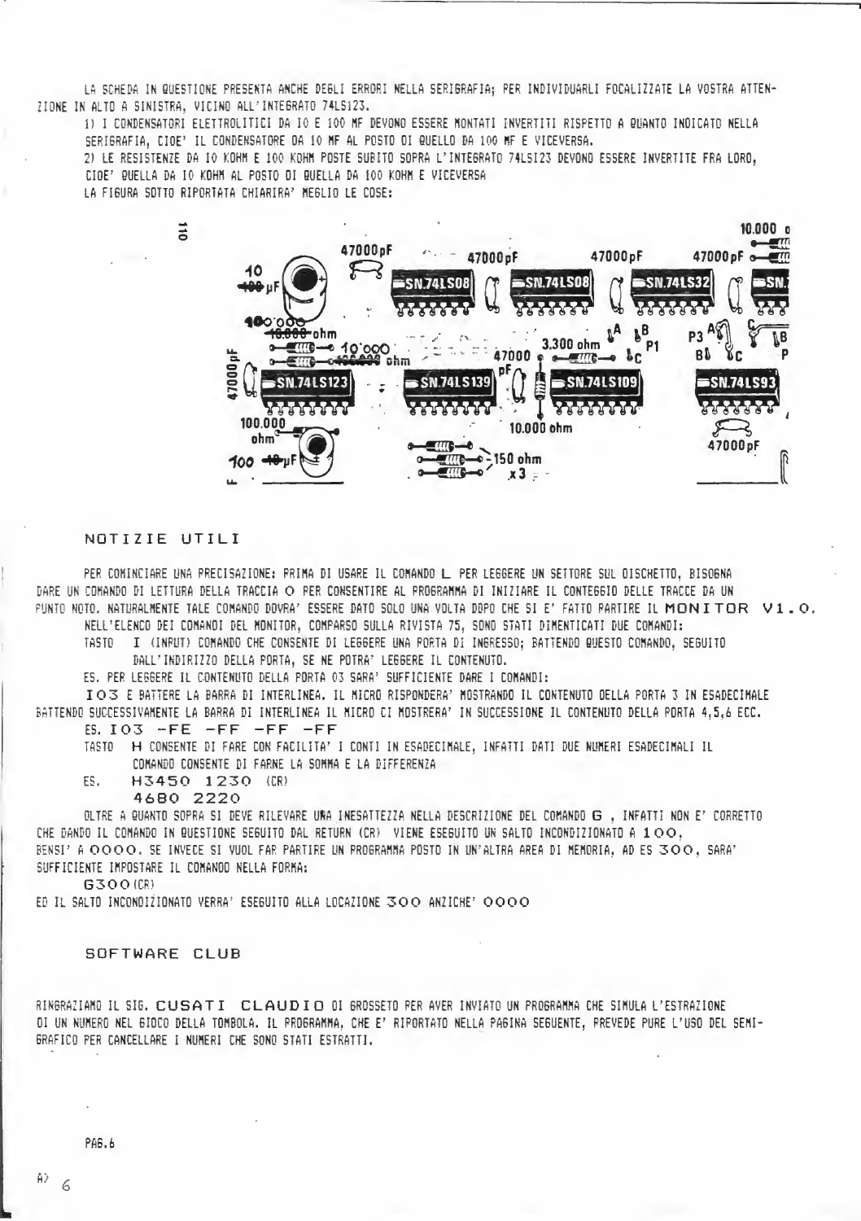LA SCHEDA IN QUESTIONE PRESENTA ANCHE DEGLI ERRORI NELLA SERIGRAFIA; PER INDIVIDUARLI FOCALIZZATE LA VOSTRA ATTENZIONE IN ALTO A SINISTRA, VICINO ALL'INTEGRATO 74LS123.

1) I CONDENSATORI ELETTROLITICI DA 10 E 100 MF DEVONO ESSERE MONTATI INVERTITI RISPETTO A QUANTO INDICATO NELLA SERIGRAFIA, CIOE' IL CONDENSATORE DA 10 MF AL POSTO DI QUELLO DA 100 MF E VICEVERSA.

2) LE RESISTENZE DA 10 KOHM E 100 KOHM POSTE SUBITO SOPRA L'INTEGRATO 74LS123 DEVONO ESSERE INVERTITE FRA LORO, CIOE' QUELLA DA 10 KOHM AL POSTO DI QUELLA DA 100 KOHM E VICEVERSA

LA FIGURA SOTTO RIPORTATA CHIARIRA' MEGLIO LE COSE:

## NOTIZIE UTILI

PER COMINCIARE UNA PRECISAZIONE: PRIMA DI USARE IL COMANDO **L** PER LEGGERE UN SETTORE SUL DISCHETTO, BISOGNA DARE UN COMANDO DI LETTURA DELLA TRACCIA O PER CONSENTIRE AL PROGRAMMA DI INIZIARE IL CONTEGGIO DELLE TRACCE DA UN PUNTO NOTO. NATURALMENTE TALE COMANDO DOVRA' ESSERE DATO SOLO UNA VOLTA DOPO CHE SI E' FATTO PARTIRE IL **MONITOR V1.0.**

NELL'ELENCO DEI COMANDI DEL MONITOR, COMPARSO SULLA RIVISTA 75, SONO STATI DIMENTICATI DUE COMANDI:

TASTO **I** (INPUT) COMANDO CHE CONSENTE DI LEGGERE UNA PORTA DI INGRESSO; BATTENDO QUESTO COMANDO, SEGUITO DALL'INDIRIZZO DELLA PORTA, SE NE POTRA' LEGGERE IL CONTENUTO.

ES. PER LEGGERE IL CONTENUTO DELLA PORTA 03 SARA' SUFFICIENTE DARE I COMANDI:

**I03** E BATTERE LA BARRA DI INTERLINEA. IL MICRO RISPONDERA' MOSTRANDO IL CONTENUTO DELLA PORTA 3 IN ESADECIMALE BATTENDO SUCCESSIVAMENTE LA BARRA DI INTERLINEA IL MICRO CI MOSTRERA' IN SUCCESSIONE IL CONTENUTO DELLA PORTA 4,5,6 ECC.

ES. I03 -FE -FF -FF -FF

TASTO **H** CONSENTE DI FARE CON FACILITA' I CONTI IN ESADECIMALE, INFATTI DATI DUE NUMERI ESADECIMALI IL COMANDO CONSENTE DI FARNE LA SOMMA E LA DIFFERENZA

ES. H3450 1230 (CR)
4680 2220

OLTRE A QUANTO SOPRA SI DEVE RILEVARE UNA INESATTEZZA NELLA DESCRIZIONE DEL COMANDO **G** , INFATTI NON E' CORRETTO CHE DANDO IL COMANDO IN QUESTIONE SEGUITO DAL RETURN (CR) VIENE ESEGUITO UN SALTO INCONDIZIONATO A **100**, BENSI' A **0000**. SE INVECE SI VUOL FAR PARTIRE UN PROGRAMMA POSTO IN UN'ALTRA AREA DI MEMORIA, AD ES **300**, SARA' SUFFICIENTE IMPOSTARE IL COMANDO NELLA FORMA:

G300 (CR)

ED IL SALTO INCONDIZIONATO VERRA' ESEGUITO ALLA LOCAZIONE **300** ANZICHE' **0000**

## SOFTWARE CLUB

RINGRAZIAMO IL SIG. **CUSATI CLAUDIO** DI GROSSETO PER AVER INVIATO UN PROGRAMMA CHE SIMULA L'ESTRAZIONE DI UN NUMERO NEL GIOCO DELLA TOMBOLA. IL PROGRAMMA, CHE E' RIPORTATO NELLA PAGINA SEGUENTE, PREVEDE PURE L'USO DEL SEMIGRAFICO PER CANCELLARE I NUMERI CHE SONO STATI ESTRATTI.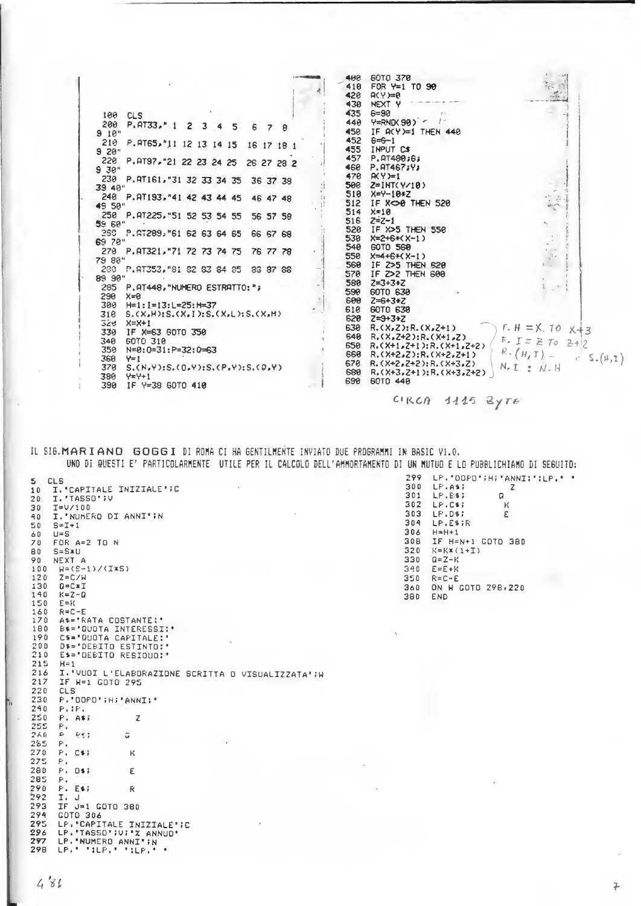```
100  CLS
200  P.AT33," 1  2  3  4  5   6  7  8
9 10"
210  P.AT65,"11 12 13 14 15  16 17 18 1
9 20"
220  P.AT97,"21 22 23 24 25  26 27 28 2
9 30"
230  P.AT161,"31 32 33 34 35  36 37 38
39 40"
240  P.AT193,"41 42 43 44 45  46 47 48
49 50"
250  P.AT225,"51 52 53 54 55  56 57 58
59 60"
260  P.AT289,"61 62 63 64 65  66 67 68
69 70"
270  P.AT321,"71 72 73 74 75  76 77 78
79 80"
280  P.AT353,"81 82 83 84 85  86 87 88
89 90"
285  P.AT448,"NUMERO ESTRATTO:";
290  X=0
300  H=1:I=13:L=25:H=37
310  S.(X,H):S.(X,I):S.(X,L):S.(X,M)
320  X=X+1
330  IF X=63 GOTO 350
340  GOTO 310
350  N=0:O=31:P=32:Q=63
360  Y=1
370  S.(N,Y):S.(O,Y):S.(P,Y):S.(Q,Y)
380  Y=Y+1
390  IF Y=38 GOTO 410
400  GOTO 370
410  FOR Y=1 TO 90
420  A(Y)=0
430  NEXT Y
435  G=90
440  Y=RND(90)
450  IF A(Y)=1 THEN 440
452  G=G-1
455  INPUT C$
457  P.AT480;G;
460  P.AT467;Y;
470  A(Y)=1
500  Z=INT(Y/10)
510  X=Y-10*Z
512  IF X<>0 THEN 520
514  X=10
516  Z=Z-1
520  IF X>5 THEN 550
530  X=2+6*(X-1)
540  GOTO 560
550  X=4+6*(X-1)
560  IF Z>5 THEN 620
570  IF Z>2 THEN 600
580  Z=3+3*Z
590  GOTO 630
600  Z=6+3*Z
610  GOTO 630
620  Z=9+3*Z
630  R.(X,Z):R.(X,Z+1)
640  R.(X,Z+2):R.(X+1,Z)
650  R.(X+1,Z+1):R.(X+1,Z+2)
660  R.(X+2,Z):R.(X+2,Z+1)
670  R.(X+2,Z+2):R.(X+3,Z)
680  R.(X+3,Z+1):R.(X+3,Z+2)
690  GOTO 440
```

*(Note a mano accanto alle righe 630–680: F. H = X TO X+3 / F. I = Z TO Z+2 / R.(H,I) = S.(H,I) / N.I : N.H)*

*CIRCA 1115 BYTE*

IL SIG. **MARIANO GOGGI** DI ROMA CI HA GENTILMENTE INVIATO DUE PROGRAMMI IN BASIC V1.0.
UNO DI QUESTI E' PARTICOLARMENTE UTILE PER IL CALCOLO DELL'AMMORTAMENTO DI UN MUTUO E LO PUBBLICHIAMO DI SEGUITO:

```
5    CLS
10   I.'CAPITALE INIZIALE';C
20   I.'TASSO';V
30   I=V/100
40   I.'NUMERO DI ANNI';N
50   S=I+1
60   U=S
70   FOR A=2 TO N
80   S=S*U
90   NEXT A
100  W=(S-1)/(I*S)
120  Z=C/W
130  Q=C*I
140  K=Z-Q
150  E=K
160  R=C-E
170  A$='RATA COSTANTE:'
180  B$='QUOTA INTERESSI:'
190  C$='QUOTA CAPITALE:'
200  D$='DEBITO ESTINTO:'
210  E$='DEBITO RESIDUO:'
215  H=1
216  I.'VUOI L'ELABORAZIONE SCRITTA O VISUALIZZATA';W
217  IF W=1 GOTO 295
220  CLS
230  P.'DOPO';H;'ANNI:'
240  P.:P.
250  P. A$;          Z
255  P.
260  P. B$;          Q
265  P.
270  P. C$;          K
275  P.
280  P. D$;          E
285  P.
290  P. E$;          R
292  I. J
293  IF J=1 GOTO 380
294  GOTO 306
295  LP.'CAPITALE INIZIALE';C
296  LP.'TASSO';V;'% ANNUO'
297  LP.'NUMERO ANNI';N
298  LP.' ':LP.' ':LP.' '
299  LP.'DOPO';H;'ANNI:':LP.' '
300  LP.A$;          Z
301  LP.B$;          Q
302  LP.C$;          K
303  LP.D$;          E
304  LP.E$;R
306  H=H+1
308  IF H=N+1 GOTO 380
320  K=K*(1+I)
330  Q=Z-K
340  E=E+K
350  R=C-E
360  ON W GOTO 298,220
380  END
```

4'81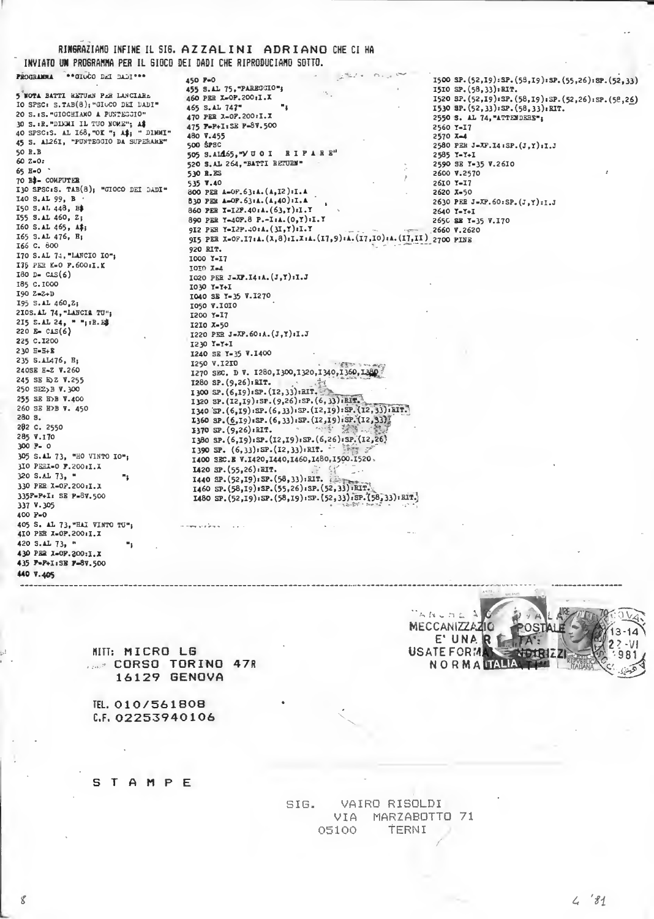RINGRAZIAMO INFINE IL SIG. AZZALINI ADRIANO CHE CI HA INVIATO UN PROGRAMMA PER IL GIOCO DEI DADI CHE RIPRODUCIAMO SOTTO.

```
PROGRAMMA   **GIOCO DEI DADI***

5 NOTA BATTI RETURN PER LANCIARE
10 SPSC: S.TAB(8);"GIOCO DEI DADI"
20 S.:S."GIOCHIAMO A PUNTEGGIO"
30 S.:R."DIMMI IL TUO NOME"; A$
40 SPSC:S. AL 168,"OK "; A$; " DIMMI"
45 S. AL261, "PUNTEGGIO DA SUPERARE"
50 R.B
60 Z=0:
65 H=0
70 B$= COMPUTER
130 SPSC:S. TAB(8); "GIOCO DEI DADI"
140 S.AL 99, B
150 S.AL 448, B$
155 S.AL 460, Z;
160 S.AL 465, A$;
165 S.AL 476, H;
166 C. 800
170 S.AL 74,"LANCIO IO";
175 PER K=0 F.600:I.K
180 D= CAS(6)
185 C.1000
190 Z=Z+D
195 S.AL 460,Z;
210S.AL 74,"LANCIA TU";
215 S.AL 24, " ";:R.E$
220 E= CAS(6)
225 C.1200
230 H=H+E
235 S.AL476, H;
240SE H=Z V.260
245 SE H>Z V.255
250 SE Z>B V.300
255 SE H>B V.400
260 SE H>B V. 450
280 S.
282 C. 2550
285 V.170
300 P= 0
305 S.AL 73, "HO VINTO IO";
310 PER I=0 F.200:I.X
320 S.AL 73, "          ";
330 PER X=0F.200:I.X
335P=P+I: SE P=8V.500
337 V.305
400 P=0
405 S. AL 73,"HAI VINTO TU";
410 PER X=0F.200:I.X
420 S.AL 73, "          ";
430 PER X=0F.200:I.X
435 P=P+I:SE P=8V.500
440 V.405
450 P=0
455 S.AL 75,"PAREGGIO";
460 PER X=0F.200:I.X
465 S.AL 747"          ";
470 PER X=0F.200:I.X
475 P=P+I:SE P=8V.500
480 V.455
500 SPSC
505 S.AL465,"V U O I   R I F A R E"
520 S.AL 264,"BATTI RETURN"
530 R.ES
535 V.40
800 PER A=0F.63:A.(A,12):I.A
830 PER A=0F.63:A.(A,40):I.A
860 PER Y=12F.40:A.(63,Y):I.Y
890 PER Y=40F.8 P.-1:A.(0,Y):I.Y
912 PER Y=12F.40:A.(31,Y):I.Y
915 PER X=0F.17:A.(X,8):I.X:A.(17,9):A.(17,10):A.(17,11)
920 RIT.
1000 Y=17
1010 X=4
1020 PER J=XF.14:A.(J,Y):I.J
1030 Y=Y+1
1040 SE Y=35 V.1270
1050 V.1010
1200 Y=17
1210 X=50
1220 PER J=XF.60:A.(J,Y):I.J
1230 Y=Y+1
1240 SE Y=35 V.1400
1250 V.1210
1270 SEC. D V. 1280,1300,1320,1340,1360,1380
1280 SP.(9,26):RIT.
1300 SP.(6,19):SP.(12,33):RIT.
1320 SP.(12,19):SP.(9,26):SP.(6,33):RIT.
1340 SP.(6,19):SP.(6,33):SP.(12,19):SP.(12,33):RIT.
1360 SP.(6,19):SP.(6,33):SP.(12,19):SP.(12,33)
1370 SP.(9,26):RIT.
1380 SP.(6,19):SP.(12,19):SP.(6,26):SP.(12,26)
1390 SP. (6,33):SP.(12,33):RIT.
1400 SEC.E V.1420,1440,1460,1480,1500.1520
1420 SP.(55,26):RIT.
1440 SP.(52,19):SP.(58,33):RIT.
1460 SP.(58,19):SP.(55,26):SP.(52,33):RIT.
1480 SP.(52,19):SP.(58,19):SP.(52,33):SP.(58,33):RIT.
1500 SP.(52,19):SP.(58,19):SP.(55,26):SP.(52,33)
1510 SP.(58,33):RIT.
1520 SP.(52,19):SP.(58,19):SP.(52,26):SP.(58,26)
1530 SP.(52,33):SP.(58,33):RIT.
2550 S. AL 74,"ATTENDERE";
2560 Y=17
2570 X=4
2580 PER J=XF.14:SP.(J,Y):I.J
2585 Y=Y+1
2590 SE Y=35 V.2610
2600 V.2570
2610 Y=17
2620 X=50
2630 PER J=XF.60:SP.(J,Y):I.J
2640 Y=Y+1
2650 SE Y=35 V.170
2660 V.2620
2700 FINE
```

MITT: MICRO LG
CORSO TORINO 47R
16129 GENOVA

TEL. 010/561808
C.F. 02253940106

S T A M P E

SIG. VAIRO RISOLDI
VIA MARZABOTTO 71
05100 TERNI

4 '81